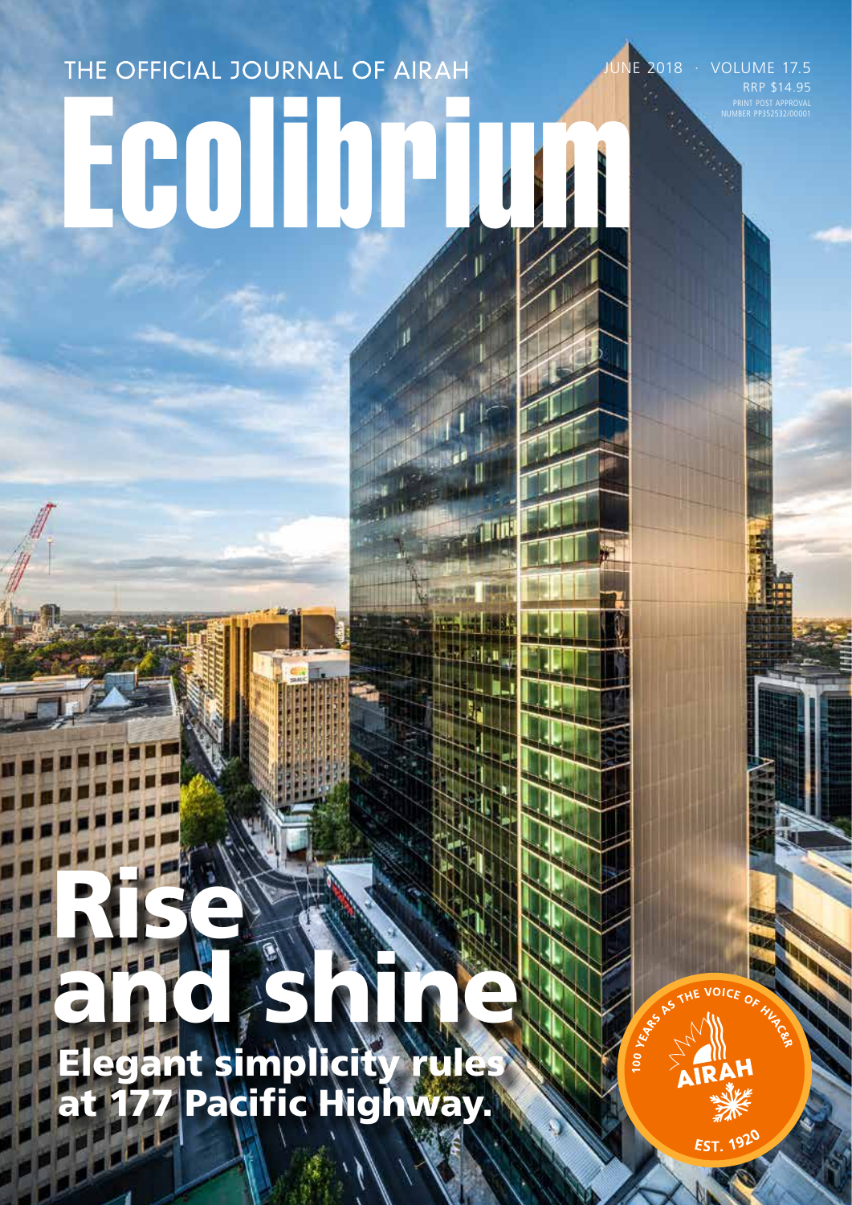THE OFFICIAL JOURNAL OF AIRAH

# Ecolibrium

JUNE 2018 · VOLUME 17.5

RRP $14.95

PRINT POST APPROVAL NUMBER PP352532/00001

## Rise and shine

**Elegant simplicity rules at 177 Pacific Highway.**

100 YEARS AS THE VOICE OF HVAC&R

AIRAH

EST. 1920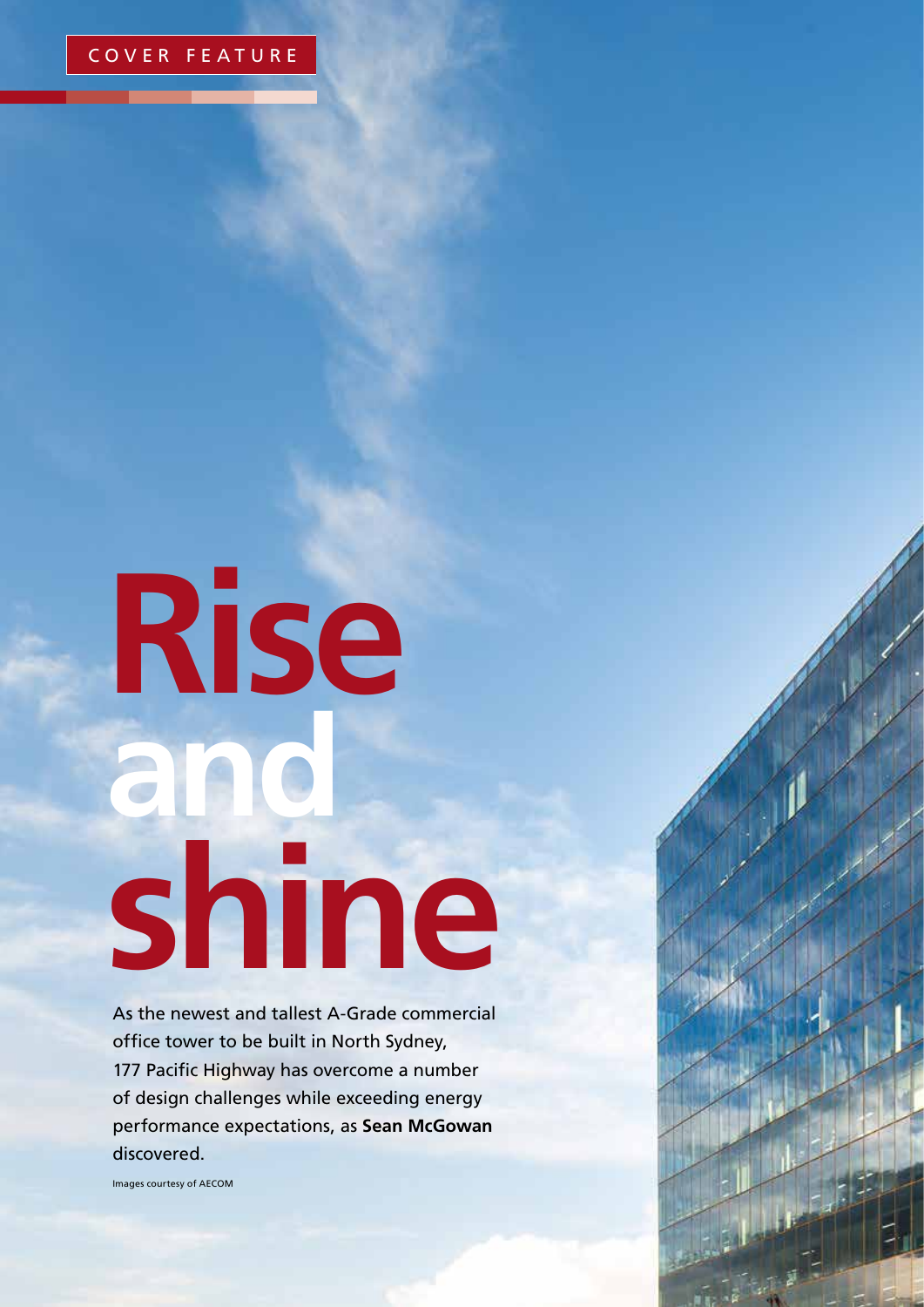COVER FEATURE

# Rise and shine

As the newest and tallest A-Grade commercial office tower to be built in North Sydney, 177 Pacific Highway has overcome a number of design challenges while exceeding energy performance expectations, as **Sean McGowan** discovered.

Images courtesy of AECOM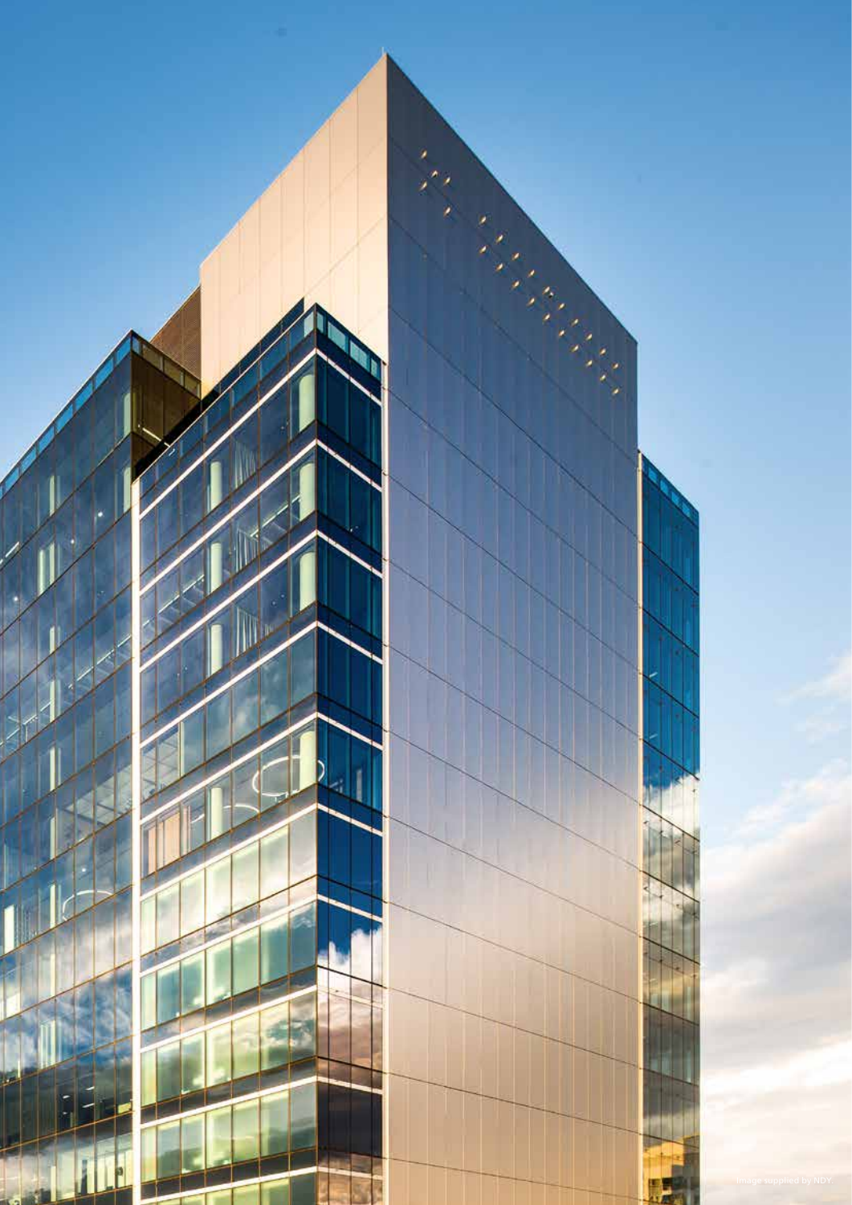Image supplied by NDY.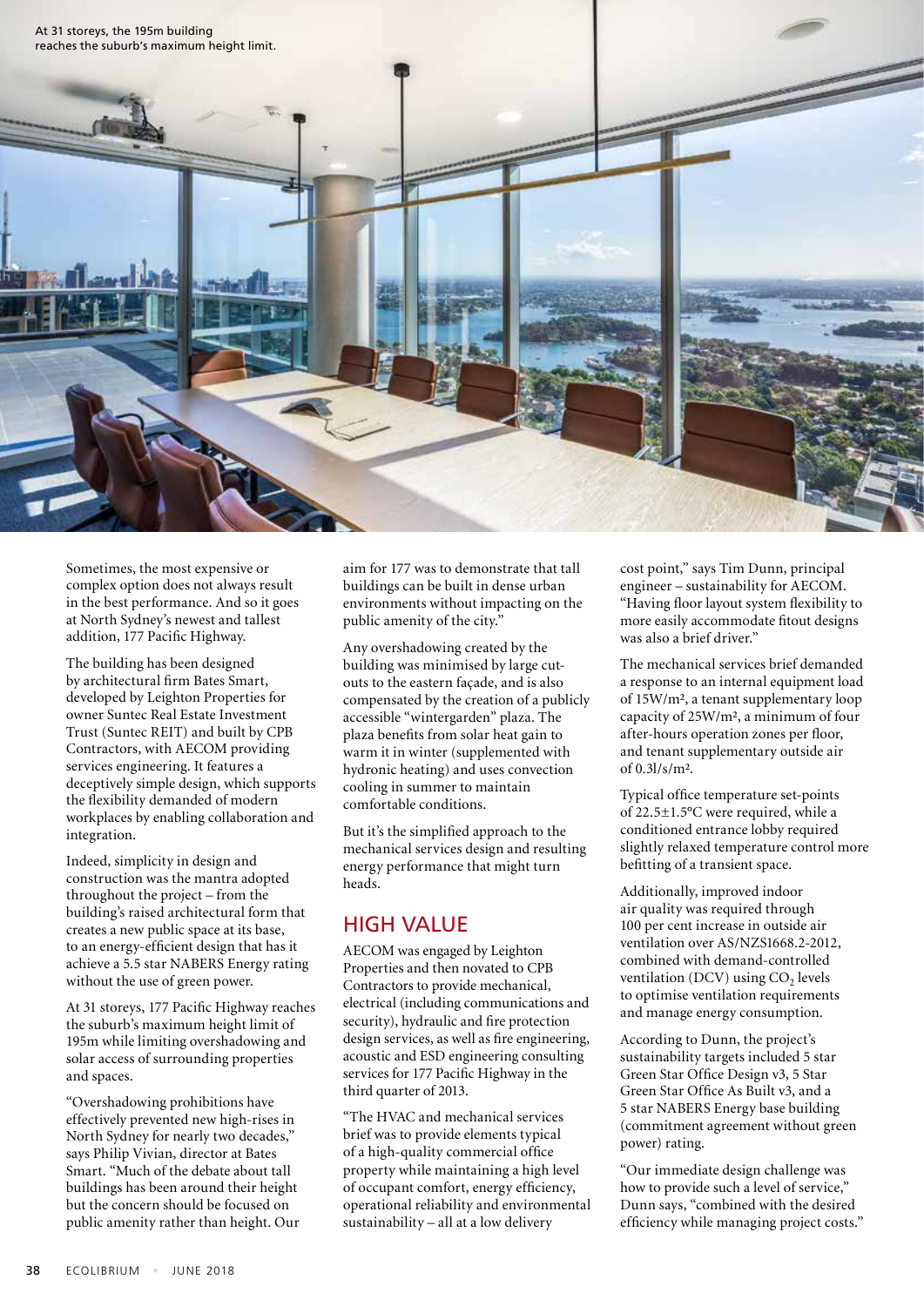At 31 storeys, the 195m building reaches the suburb's maximum height limit.

Sometimes, the most expensive or complex option does not always result in the best performance. And so it goes at North Sydney's newest and tallest addition, 177 Pacific Highway.

The building has been designed by architectural firm Bates Smart, developed by Leighton Properties for owner Suntec Real Estate Investment Trust (Suntec REIT) and built by CPB Contractors, with AECOM providing services engineering. It features a deceptively simple design, which supports the flexibility demanded of modern workplaces by enabling collaboration and integration.

Indeed, simplicity in design and construction was the mantra adopted throughout the project – from the building's raised architectural form that creates a new public space at its base, to an energy-efficient design that has it achieve a 5.5 star NABERS Energy rating without the use of green power.

At 31 storeys, 177 Pacific Highway reaches the suburb's maximum height limit of 195m while limiting overshadowing and solar access of surrounding properties and spaces.

"Overshadowing prohibitions have effectively prevented new high-rises in North Sydney for nearly two decades," says Philip Vivian, director at Bates Smart. "Much of the debate about tall buildings has been around their height but the concern should be focused on public amenity rather than height. Our aim for 177 was to demonstrate that tall buildings can be built in dense urban environments without impacting on the public amenity of the city."

Any overshadowing created by the building was minimised by large cut-outs to the eastern façade, and is also compensated by the creation of a publicly accessible "wintergarden" plaza. The plaza benefits from solar heat gain to warm it in winter (supplemented with hydronic heating) and uses convection cooling in summer to maintain comfortable conditions.

But it's the simplified approach to the mechanical services design and resulting energy performance that might turn heads.

## HIGH VALUE

AECOM was engaged by Leighton Properties and then novated to CPB Contractors to provide mechanical, electrical (including communications and security), hydraulic and fire protection design services, as well as fire engineering, acoustic and ESD engineering consulting services for 177 Pacific Highway in the third quarter of 2013.

"The HVAC and mechanical services brief was to provide elements typical of a high-quality commercial office property while maintaining a high level of occupant comfort, energy efficiency, operational reliability and environmental sustainability – all at a low delivery cost point," says Tim Dunn, principal engineer – sustainability for AECOM. "Having floor layout system flexibility to more easily accommodate fitout designs was also a brief driver."

The mechanical services brief demanded a response to an internal equipment load of 15W/m², a tenant supplementary loop capacity of 25W/m², a minimum of four after-hours operation zones per floor, and tenant supplementary outside air of 0.3l/s/m².

Typical office temperature set-points of 22.5±1.5°C were required, while a conditioned entrance lobby required slightly relaxed temperature control more befitting of a transient space.

Additionally, improved indoor air quality was required through 100 per cent increase in outside air ventilation over AS/NZS1668.2-2012, combined with demand-controlled ventilation (DCV) using $CO_2$ levels to optimise ventilation requirements and manage energy consumption.

According to Dunn, the project's sustainability targets included 5 star Green Star Office Design v3, 5 Star Green Star Office As Built v3, and a 5 star NABERS Energy base building (commitment agreement without green power) rating.

"Our immediate design challenge was how to provide such a level of service," Dunn says, "combined with the desired efficiency while managing project costs."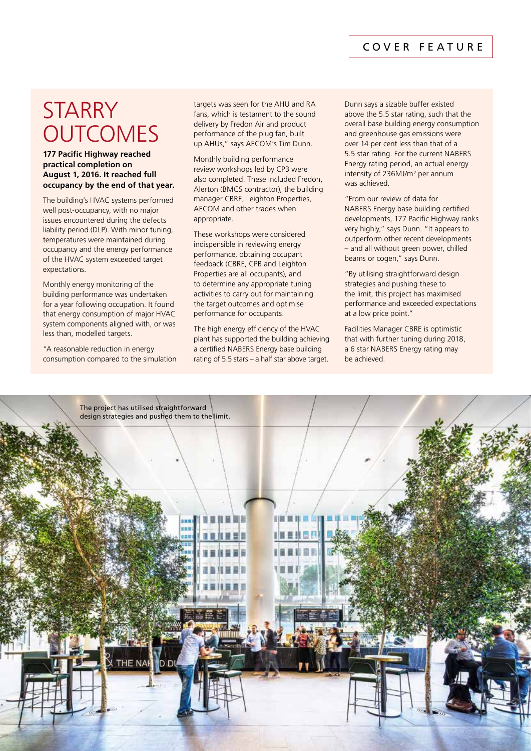# STARRY OUTCOMES

**177 Pacific Highway reached practical completion on August 1, 2016. It reached full occupancy by the end of that year.**

The building's HVAC systems performed well post-occupancy, with no major issues encountered during the defects liability period (DLP). With minor tuning, temperatures were maintained during occupancy and the energy performance of the HVAC system exceeded target expectations.

Monthly energy monitoring of the building performance was undertaken for a year following occupation. It found that energy consumption of major HVAC system components aligned with, or was less than, modelled targets.

"A reasonable reduction in energy consumption compared to the simulation targets was seen for the AHU and RA fans, which is testament to the sound delivery by Fredon Air and product performance of the plug fan, built up AHUs," says AECOM's Tim Dunn.

Monthly building performance review workshops led by CPB were also completed. These included Fredon, Alerton (BMCS contractor), the building manager CBRE, Leighton Properties, AECOM and other trades when appropriate.

These workshops were considered indispensible in reviewing energy performance, obtaining occupant feedback (CBRE, CPB and Leighton Properties are all occupants), and to determine any appropriate tuning activities to carry out for maintaining the target outcomes and optimise performance for occupants.

The high energy efficiency of the HVAC plant has supported the building achieving a certified NABERS Energy base building rating of 5.5 stars – a half star above target.

Dunn says a sizable buffer existed above the 5.5 star rating, such that the overall base building energy consumption and greenhouse gas emissions were over 14 per cent less than that of a 5.5 star rating. For the current NABERS Energy rating period, an actual energy intensity of 236MJ/m$^2$ per annum was achieved.

"From our review of data for NABERS Energy base building certified developments, 177 Pacific Highway ranks very highly," says Dunn. "It appears to outperform other recent developments – and all without green power, chilled beams or cogen," says Dunn.

"By utilising straightforward design strategies and pushing these to the limit, this project has maximised performance and exceeded expectations at a low price point."

Facilities Manager CBRE is optimistic that with further tuning during 2018, a 6 star NABERS Energy rating may be achieved.

The project has utilised straightforward design strategies and pushed them to the limit.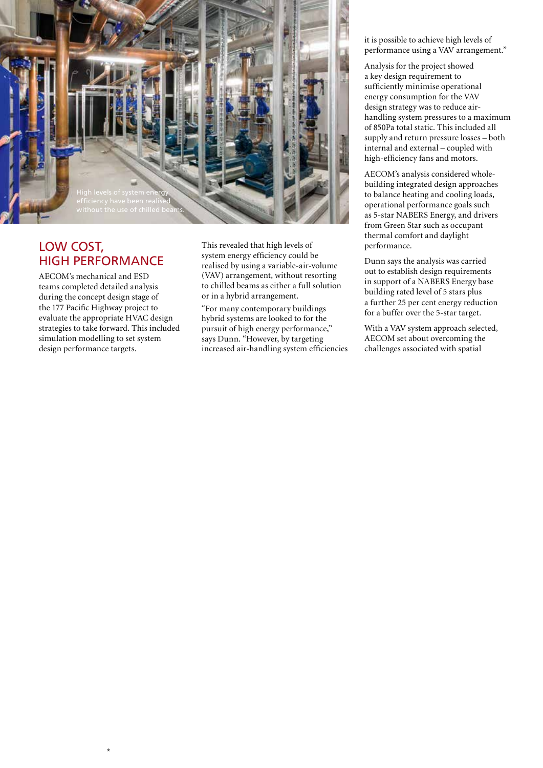High levels of system energy efficiency have been realised without the use of chilled beams.

## LOW COST, HIGH PERFORMANCE

AECOM's mechanical and ESD teams completed detailed analysis during the concept design stage of the 177 Pacific Highway project to evaluate the appropriate HVAC design strategies to take forward. This included simulation modelling to set system design performance targets.

This revealed that high levels of system energy efficiency could be realised by using a variable-air-volume (VAV) arrangement, without resorting to chilled beams as either a full solution or in a hybrid arrangement.

"For many contemporary buildings hybrid systems are looked to for the pursuit of high energy performance," says Dunn. "However, by targeting increased air-handling system efficiencies it is possible to achieve high levels of performance using a VAV arrangement."

Analysis for the project showed a key design requirement to sufficiently minimise operational energy consumption for the VAV design strategy was to reduce air-handling system pressures to a maximum of 850Pa total static. This included all supply and return pressure losses – both internal and external – coupled with high-efficiency fans and motors.

AECOM's analysis considered whole-building integrated design approaches to balance heating and cooling loads, operational performance goals such as 5-star NABERS Energy, and drivers from Green Star such as occupant thermal comfort and daylight performance.

Dunn says the analysis was carried out to establish design requirements in support of a NABERS Energy base building rated level of 5 stars plus a further 25 per cent energy reduction for a buffer over the 5-star target.

With a VAV system approach selected, AECOM set about overcoming the challenges associated with spatial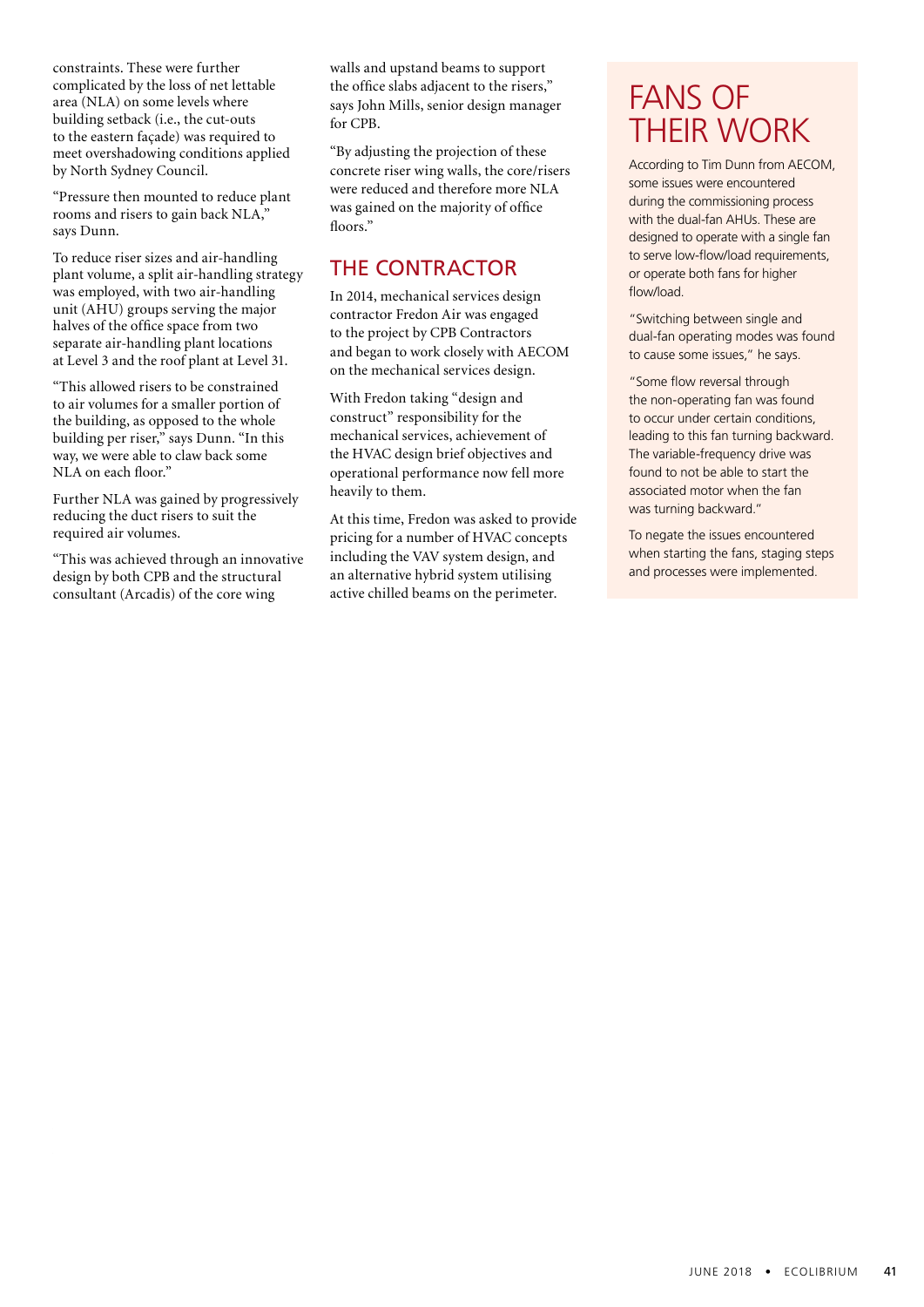constraints. These were further complicated by the loss of net lettable area (NLA) on some levels where building setback (i.e., the cut-outs to the eastern façade) was required to meet overshadowing conditions applied by North Sydney Council.

"Pressure then mounted to reduce plant rooms and risers to gain back NLA," says Dunn.

To reduce riser sizes and air-handling plant volume, a split air-handling strategy was employed, with two air-handling unit (AHU) groups serving the major halves of the office space from two separate air-handling plant locations at Level 3 and the roof plant at Level 31.

"This allowed risers to be constrained to air volumes for a smaller portion of the building, as opposed to the whole building per riser," says Dunn. "In this way, we were able to claw back some NLA on each floor."

Further NLA was gained by progressively reducing the duct risers to suit the required air volumes.

"This was achieved through an innovative design by both CPB and the structural consultant (Arcadis) of the core wing walls and upstand beams to support the office slabs adjacent to the risers," says John Mills, senior design manager for CPB.

"By adjusting the projection of these concrete riser wing walls, the core/risers were reduced and therefore more NLA was gained on the majority of office floors."

## THE CONTRACTOR

In 2014, mechanical services design contractor Fredon Air was engaged to the project by CPB Contractors and began to work closely with AECOM on the mechanical services design.

With Fredon taking "design and construct" responsibility for the mechanical services, achievement of the HVAC design brief objectives and operational performance now fell more heavily to them.

At this time, Fredon was asked to provide pricing for a number of HVAC concepts including the VAV system design, and an alternative hybrid system utilising active chilled beams on the perimeter.

## FANS OF THEIR WORK

According to Tim Dunn from AECOM, some issues were encountered during the commissioning process with the dual-fan AHUs. These are designed to operate with a single fan to serve low-flow/load requirements, or operate both fans for higher flow/load.

"Switching between single and dual-fan operating modes was found to cause some issues," he says.

"Some flow reversal through the non-operating fan was found to occur under certain conditions, leading to this fan turning backward. The variable-frequency drive was found to not be able to start the associated motor when the fan was turning backward."

To negate the issues encountered when starting the fans, staging steps and processes were implemented.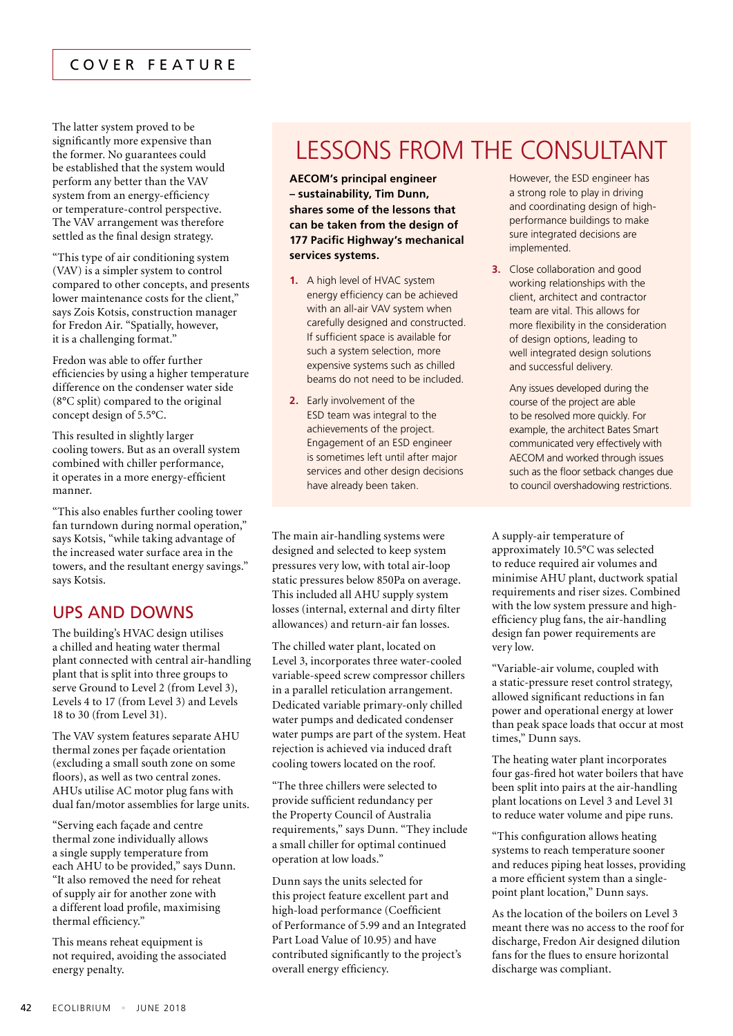The latter system proved to be significantly more expensive than the former. No guarantees could be established that the system would perform any better than the VAV system from an energy-efficiency or temperature-control perspective. The VAV arrangement was therefore settled as the final design strategy.

"This type of air conditioning system (VAV) is a simpler system to control compared to other concepts, and presents lower maintenance costs for the client," says Zois Kotsis, construction manager for Fredon Air. "Spatially, however, it is a challenging format."

Fredon was able to offer further efficiencies by using a higher temperature difference on the condenser water side (8°C split) compared to the original concept design of 5.5°C.

This resulted in slightly larger cooling towers. But as an overall system combined with chiller performance, it operates in a more energy-efficient manner.

"This also enables further cooling tower fan turndown during normal operation," says Kotsis, "while taking advantage of the increased water surface area in the towers, and the resultant energy savings." says Kotsis.

## UPS AND DOWNS

The building's HVAC design utilises a chilled and heating water thermal plant connected with central air-handling plant that is split into three groups to serve Ground to Level 2 (from Level 3), Levels 4 to 17 (from Level 3) and Levels 18 to 30 (from Level 31).

The VAV system features separate AHU thermal zones per façade orientation (excluding a small south zone on some floors), as well as two central zones. AHUs utilise AC motor plug fans with dual fan/motor assemblies for large units.

"Serving each façade and centre thermal zone individually allows a single supply temperature from each AHU to be provided," says Dunn. "It also removed the need for reheat of supply air for another zone with a different load profile, maximising thermal efficiency."

This means reheat equipment is not required, avoiding the associated energy penalty.

## LESSONS FROM THE CONSULTANT

**AECOM's principal engineer – sustainability, Tim Dunn, shares some of the lessons that can be taken from the design of 177 Pacific Highway's mechanical services systems.**

1. A high level of HVAC system energy efficiency can be achieved with an all-air VAV system when carefully designed and constructed. If sufficient space is available for such a system selection, more expensive systems such as chilled beams do not need to be included.

2. Early involvement of the ESD team was integral to the achievements of the project. Engagement of an ESD engineer is sometimes left until after major services and other design decisions have already been taken.

   However, the ESD engineer has a strong role to play in driving and coordinating design of high-performance buildings to make sure integrated decisions are implemented.

3. Close collaboration and good working relationships with the client, architect and contractor team are vital. This allows for more flexibility in the consideration of design options, leading to well integrated design solutions and successful delivery.

   Any issues developed during the course of the project are able to be resolved more quickly. For example, the architect Bates Smart communicated very effectively with AECOM and worked through issues such as the floor setback changes due to council overshadowing restrictions.

The main air-handling systems were designed and selected to keep system pressures very low, with total air-loop static pressures below 850Pa on average. This included all AHU supply system losses (internal, external and dirty filter allowances) and return-air fan losses.

The chilled water plant, located on Level 3, incorporates three water-cooled variable-speed screw compressor chillers in a parallel reticulation arrangement. Dedicated variable primary-only chilled water pumps and dedicated condenser water pumps are part of the system. Heat rejection is achieved via induced draft cooling towers located on the roof.

"The three chillers were selected to provide sufficient redundancy per the Property Council of Australia requirements," says Dunn. "They include a small chiller for optimal continued operation at low loads."

Dunn says the units selected for this project feature excellent part and high-load performance (Coefficient of Performance of 5.99 and an Integrated Part Load Value of 10.95) and have contributed significantly to the project's overall energy efficiency.

A supply-air temperature of approximately 10.5°C was selected to reduce required air volumes and minimise AHU plant, ductwork spatial requirements and riser sizes. Combined with the low system pressure and high-efficiency plug fans, the air-handling design fan power requirements are very low.

"Variable-air volume, coupled with a static-pressure reset control strategy, allowed significant reductions in fan power and operational energy at lower than peak space loads that occur at most times," Dunn says.

The heating water plant incorporates four gas-fired hot water boilers that have been split into pairs at the air-handling plant locations on Level 3 and Level 31 to reduce water volume and pipe runs.

"This configuration allows heating systems to reach temperature sooner and reduces piping heat losses, providing a more efficient system than a single-point plant location," Dunn says.

As the location of the boilers on Level 3 meant there was no access to the roof for discharge, Fredon Air designed dilution fans for the flues to ensure horizontal discharge was compliant.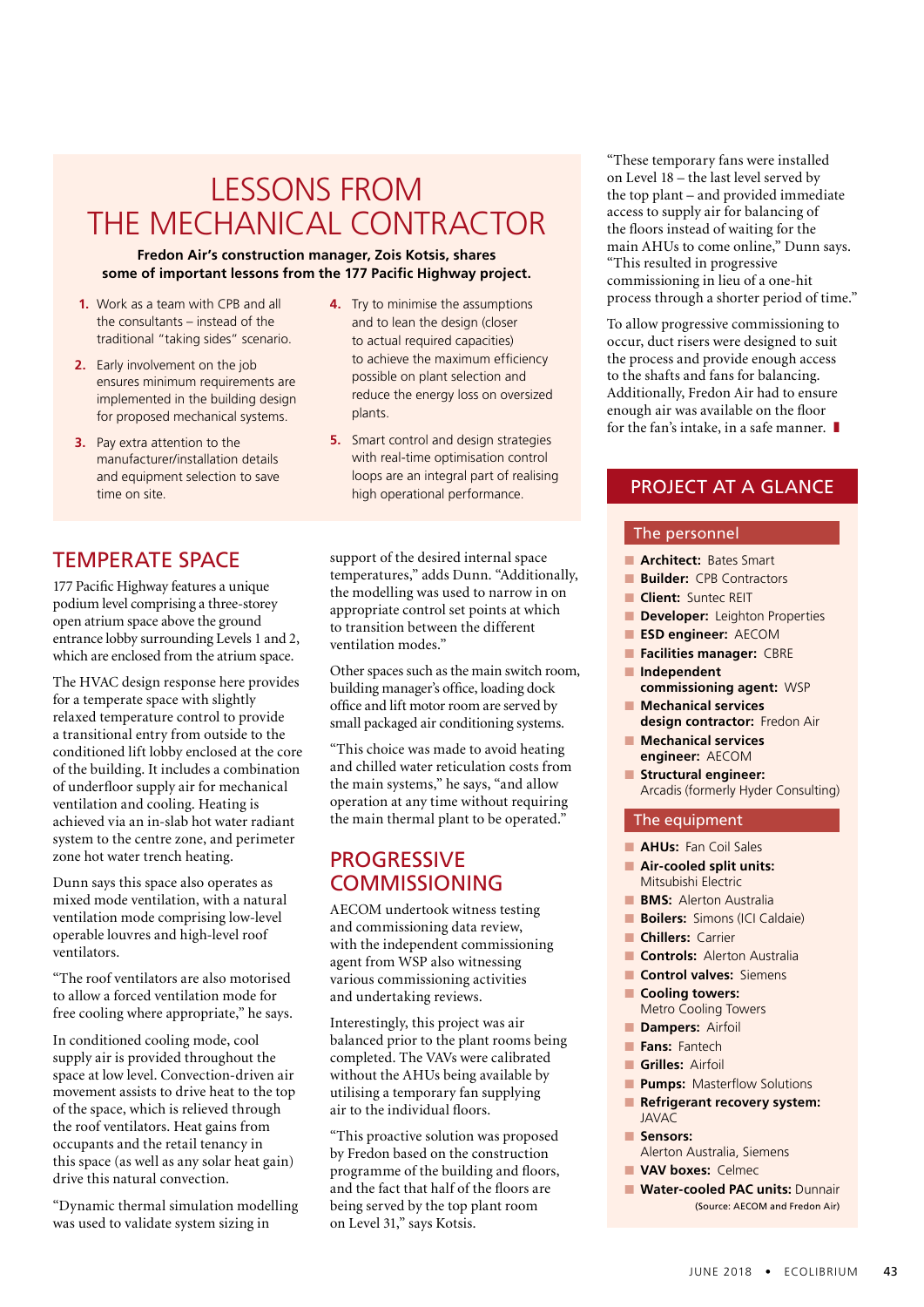# LESSONS FROM THE MECHANICAL CONTRACTOR

**Fredon Air's construction manager, Zois Kotsis, shares some of important lessons from the 177 Pacific Highway project.**

1. Work as a team with CPB and all the consultants – instead of the traditional "taking sides" scenario.
2. Early involvement on the job ensures minimum requirements are implemented in the building design for proposed mechanical systems.
3. Pay extra attention to the manufacturer/installation details and equipment selection to save time on site.
4. Try to minimise the assumptions and to lean the design (closer to actual required capacities) to achieve the maximum efficiency possible on plant selection and reduce the energy loss on oversized plants.
5. Smart control and design strategies with real-time optimisation control loops are an integral part of realising high operational performance.

## TEMPERATE SPACE

177 Pacific Highway features a unique podium level comprising a three-storey open atrium space above the ground entrance lobby surrounding Levels 1 and 2, which are enclosed from the atrium space.

The HVAC design response here provides for a temperate space with slightly relaxed temperature control to provide a transitional entry from outside to the conditioned lift lobby enclosed at the core of the building. It includes a combination of underfloor supply air for mechanical ventilation and cooling. Heating is achieved via an in-slab hot water radiant system to the centre zone, and perimeter zone hot water trench heating.

Dunn says this space also operates as mixed mode ventilation, with a natural ventilation mode comprising low-level operable louvres and high-level roof ventilators.

"The roof ventilators are also motorised to allow a forced ventilation mode for free cooling where appropriate," he says.

In conditioned cooling mode, cool supply air is provided throughout the space at low level. Convection-driven air movement assists to drive heat to the top of the space, which is relieved through the roof ventilators. Heat gains from occupants and the retail tenancy in this space (as well as any solar heat gain) drive this natural convection.

"Dynamic thermal simulation modelling was used to validate system sizing in support of the desired internal space temperatures," adds Dunn. "Additionally, the modelling was used to narrow in on appropriate control set points at which to transition between the different ventilation modes."

Other spaces such as the main switch room, building manager's office, loading dock office and lift motor room are served by small packaged air conditioning systems.

"This choice was made to avoid heating and chilled water reticulation costs from the main systems," he says, "and allow operation at any time without requiring the main thermal plant to be operated."

## PROGRESSIVE COMMISSIONING

AECOM undertook witness testing and commissioning data review, with the independent commissioning agent from WSP also witnessing various commissioning activities and undertaking reviews.

Interestingly, this project was air balanced prior to the plant rooms being completed. The VAVs were calibrated without the AHUs being available by utilising a temporary fan supplying air to the individual floors.

"This proactive solution was proposed by Fredon based on the construction programme of the building and floors, and the fact that half of the floors are being served by the top plant room on Level 31," says Kotsis.

"These temporary fans were installed on Level 18 – the last level served by the top plant – and provided immediate access to supply air for balancing of the floors instead of waiting for the main AHUs to come online," Dunn says. "This resulted in progressive commissioning in lieu of a one-hit process through a shorter period of time."

To allow progressive commissioning to occur, duct risers were designed to suit the process and provide enough access to the shafts and fans for balancing. Additionally, Fredon Air had to ensure enough air was available on the floor for the fan's intake, in a safe manner. ∎

## PROJECT AT A GLANCE

### The personnel

- **Architect:** Bates Smart
- **Builder:** CPB Contractors
- **Client:** Suntec REIT
- **Developer:** Leighton Properties
- **ESD engineer:** AECOM
- **Facilities manager:** CBRE
- **Independent commissioning agent:** WSP
- **Mechanical services design contractor:** Fredon Air
- **Mechanical services engineer:** AECOM
- **Structural engineer:** Arcadis (formerly Hyder Consulting)

### The equipment

- **AHUs:** Fan Coil Sales
- **Air-cooled split units:** Mitsubishi Electric
- **BMS:** Alerton Australia
- **Boilers:** Simons (ICI Caldaie)
- **Chillers:** Carrier
- **Controls:** Alerton Australia
- **Control valves:** Siemens
- **Cooling towers:** Metro Cooling Towers
- **Dampers:** Airfoil
- **Fans:** Fantech
- **Grilles:** Airfoil
- **Pumps:** Masterflow Solutions
- **Refrigerant recovery system:** JAVAC
- **Sensors:** Alerton Australia, Siemens
- **VAV boxes:** Celmec
- **Water-cooled PAC units:** Dunnair

(Source: AECOM and Fredon Air)